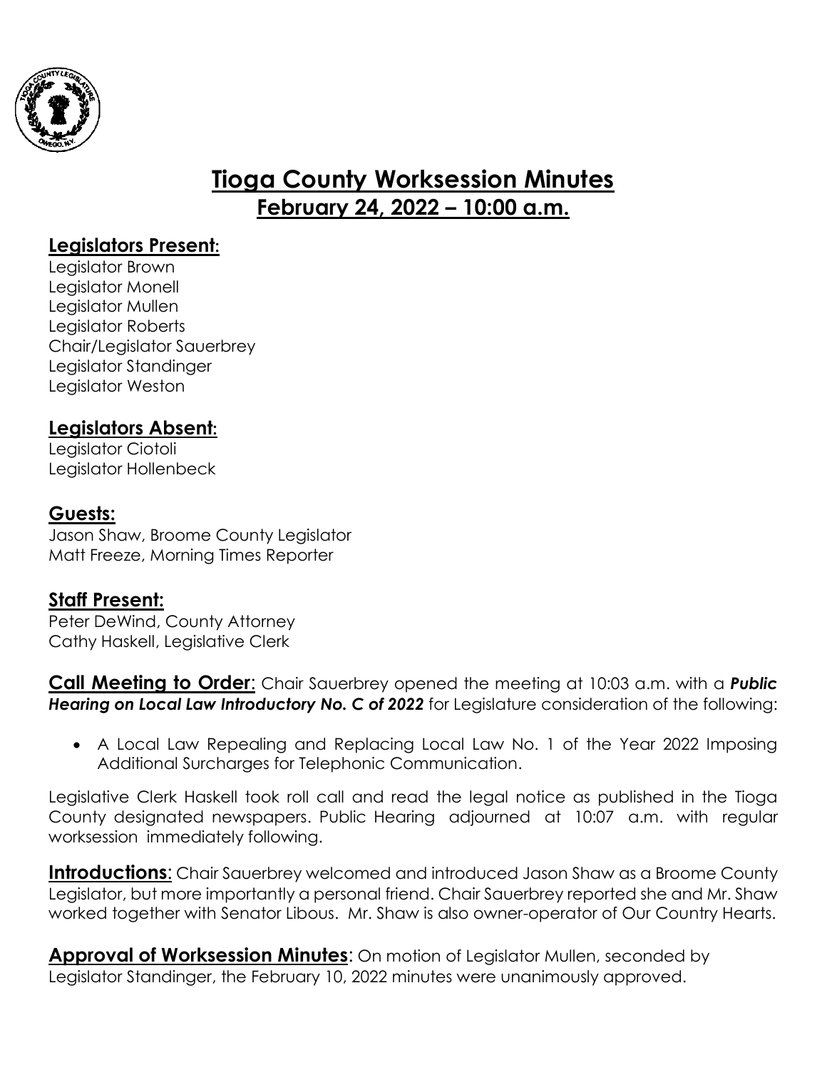# Tioga County Worksession Minutes

## February 24, 2022 – 10:00 a.m.

### Legislators Present:

Legislator Brown
Legislator Monell
Legislator Mullen
Legislator Roberts
Chair/Legislator Sauerbrey
Legislator Standinger
Legislator Weston

### Legislators Absent:

Legislator Ciotoli
Legislator Hollenbeck

### Guests:

Jason Shaw, Broome County Legislator
Matt Freeze, Morning Times Reporter

### Staff Present:

Peter DeWind, County Attorney
Cathy Haskell, Legislative Clerk

**Call Meeting to Order**: Chair Sauerbrey opened the meeting at 10:03 a.m. with a ***Public Hearing on Local Law Introductory No. C of 2022*** for Legislature consideration of the following:

- A Local Law Repealing and Replacing Local Law No. 1 of the Year 2022 Imposing Additional Surcharges for Telephonic Communication.

Legislative Clerk Haskell took roll call and read the legal notice as published in the Tioga County designated newspapers. Public Hearing adjourned at 10:07 a.m. with regular worksession immediately following.

**Introductions**: Chair Sauerbrey welcomed and introduced Jason Shaw as a Broome County Legislator, but more importantly a personal friend. Chair Sauerbrey reported she and Mr. Shaw worked together with Senator Libous. Mr. Shaw is also owner-operator of Our Country Hearts.

**Approval of Worksession Minutes**: On motion of Legislator Mullen, seconded by Legislator Standinger, the February 10, 2022 minutes were unanimously approved.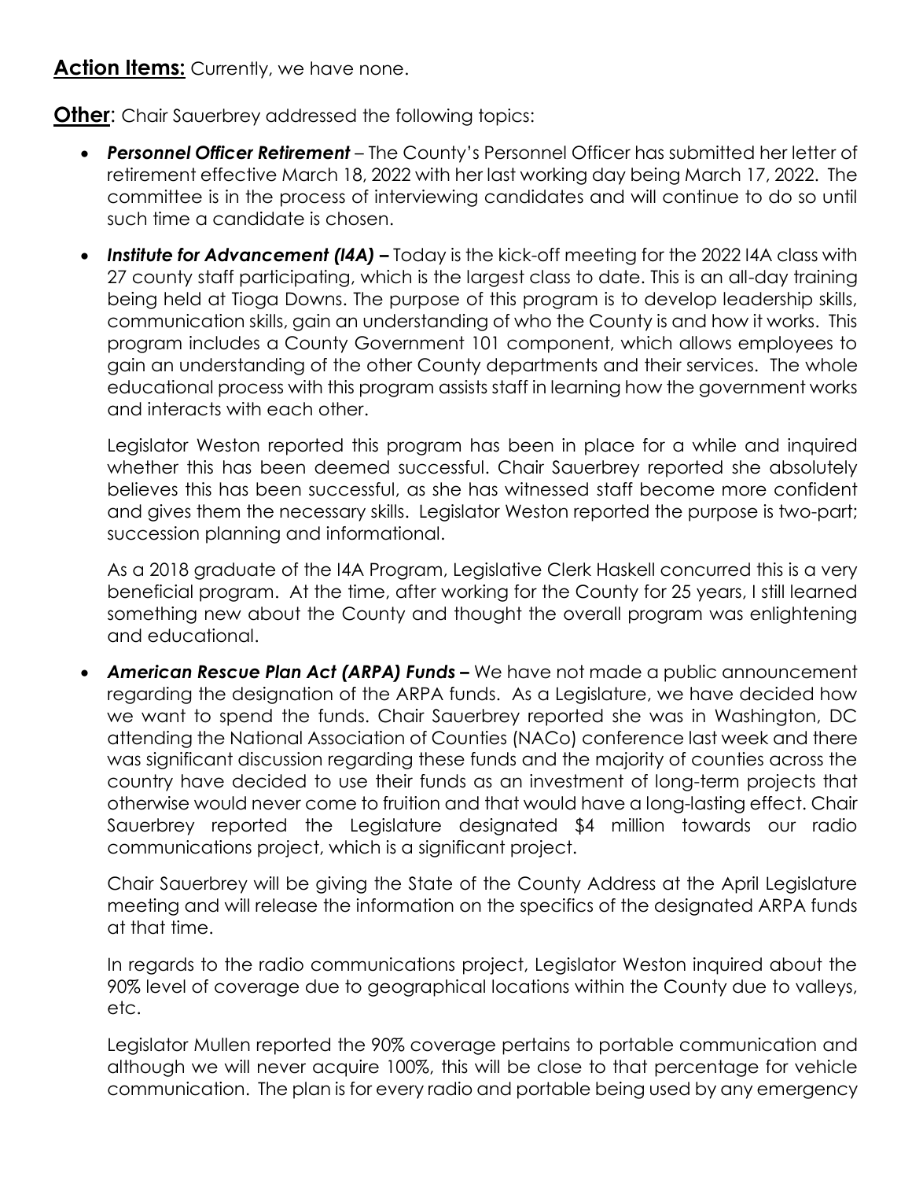**Action Items:** Currently, we have none.

**Other**: Chair Sauerbrey addressed the following topics:

- ***Personnel Officer Retirement*** – The County's Personnel Officer has submitted her letter of retirement effective March 18, 2022 with her last working day being March 17, 2022. The committee is in the process of interviewing candidates and will continue to do so until such time a candidate is chosen.

- ***Institute for Advancement (I4A) –*** Today is the kick-off meeting for the 2022 I4A class with 27 county staff participating, which is the largest class to date. This is an all-day training being held at Tioga Downs. The purpose of this program is to develop leadership skills, communication skills, gain an understanding of who the County is and how it works. This program includes a County Government 101 component, which allows employees to gain an understanding of the other County departments and their services. The whole educational process with this program assists staff in learning how the government works and interacts with each other.

  Legislator Weston reported this program has been in place for a while and inquired whether this has been deemed successful. Chair Sauerbrey reported she absolutely believes this has been successful, as she has witnessed staff become more confident and gives them the necessary skills. Legislator Weston reported the purpose is two-part; succession planning and informational.

  As a 2018 graduate of the I4A Program, Legislative Clerk Haskell concurred this is a very beneficial program. At the time, after working for the County for 25 years, I still learned something new about the County and thought the overall program was enlightening and educational.

- ***American Rescue Plan Act (ARPA) Funds –*** We have not made a public announcement regarding the designation of the ARPA funds. As a Legislature, we have decided how we want to spend the funds. Chair Sauerbrey reported she was in Washington, DC attending the National Association of Counties (NACo) conference last week and there was significant discussion regarding these funds and the majority of counties across the country have decided to use their funds as an investment of long-term projects that otherwise would never come to fruition and that would have a long-lasting effect. Chair Sauerbrey reported the Legislature designated $4 million towards our radio communications project, which is a significant project.

  Chair Sauerbrey will be giving the State of the County Address at the April Legislature meeting and will release the information on the specifics of the designated ARPA funds at that time.

  In regards to the radio communications project, Legislator Weston inquired about the 90% level of coverage due to geographical locations within the County due to valleys, etc.

  Legislator Mullen reported the 90% coverage pertains to portable communication and although we will never acquire 100%, this will be close to that percentage for vehicle communication. The plan is for every radio and portable being used by any emergency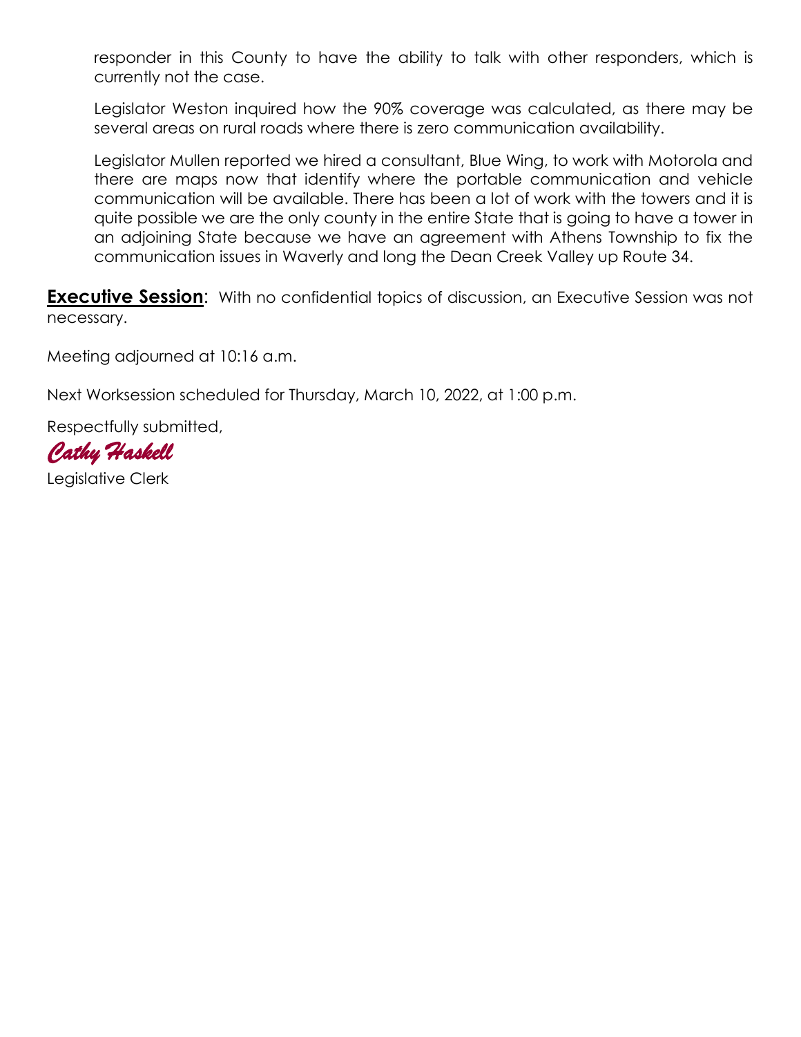responder in this County to have the ability to talk with other responders, which is currently not the case.

Legislator Weston inquired how the 90% coverage was calculated, as there may be several areas on rural roads where there is zero communication availability.

Legislator Mullen reported we hired a consultant, Blue Wing, to work with Motorola and there are maps now that identify where the portable communication and vehicle communication will be available. There has been a lot of work with the towers and it is quite possible we are the only county in the entire State that is going to have a tower in an adjoining State because we have an agreement with Athens Township to fix the communication issues in Waverly and long the Dean Creek Valley up Route 34.

**Executive Session**: With no confidential topics of discussion, an Executive Session was not necessary.

Meeting adjourned at 10:16 a.m.

Next Worksession scheduled for Thursday, March 10, 2022, at 1:00 p.m.

Respectfully submitted,

*Cathy Haskell*

Legislative Clerk